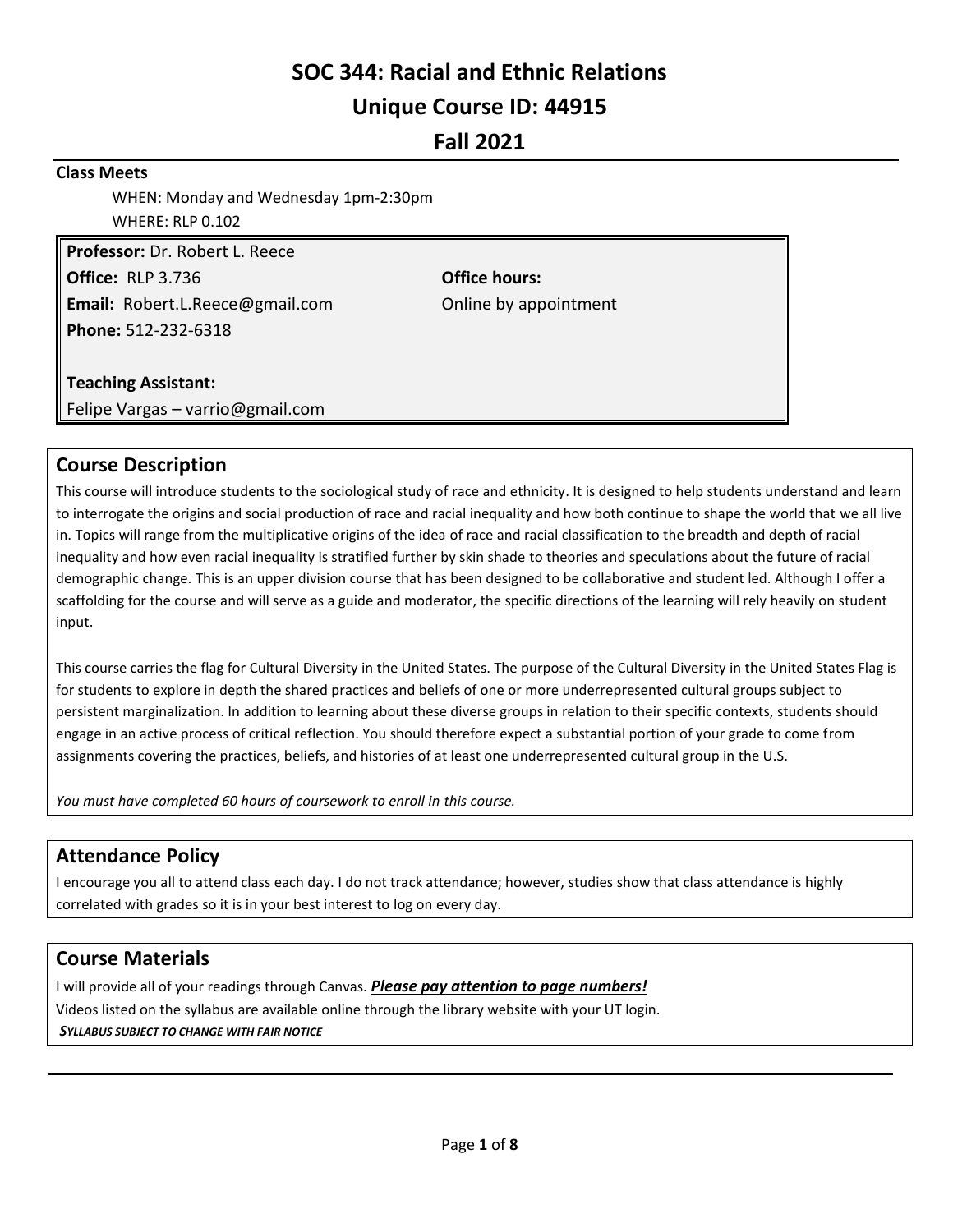# SOC 344: Racial and Ethnic Relations

# Unique Course ID: 44915

# Fall 2021

**Class Meets**

WHEN: Monday and Wednesday 1pm-2:30pm
WHERE: RLP 0.102

**Professor:** Dr. Robert L. Reece
**Office:** RLP 3.736
**Email:** Robert.L.Reece@gmail.com
**Phone:** 512-232-6318

**Office hours:**
Online by appointment

**Teaching Assistant:**
Felipe Vargas – varrio@gmail.com

## Course Description

This course will introduce students to the sociological study of race and ethnicity. It is designed to help students understand and learn to interrogate the origins and social production of race and racial inequality and how both continue to shape the world that we all live in. Topics will range from the multiplicative origins of the idea of race and racial classification to the breadth and depth of racial inequality and how even racial inequality is stratified further by skin shade to theories and speculations about the future of racial demographic change. This is an upper division course that has been designed to be collaborative and student led. Although I offer a scaffolding for the course and will serve as a guide and moderator, the specific directions of the learning will rely heavily on student input.

This course carries the flag for Cultural Diversity in the United States. The purpose of the Cultural Diversity in the United States Flag is for students to explore in depth the shared practices and beliefs of one or more underrepresented cultural groups subject to persistent marginalization. In addition to learning about these diverse groups in relation to their specific contexts, students should engage in an active process of critical reflection. You should therefore expect a substantial portion of your grade to come from assignments covering the practices, beliefs, and histories of at least one underrepresented cultural group in the U.S.

*You must have completed 60 hours of coursework to enroll in this course.*

## Attendance Policy

I encourage you all to attend class each day. I do not track attendance; however, studies show that class attendance is highly correlated with grades so it is in your best interest to log on every day.

## Course Materials

I will provide all of your readings through Canvas. ***Please pay attention to page numbers!***
Videos listed on the syllabus are available online through the library website with your UT login.
***SYLLABUS SUBJECT TO CHANGE WITH FAIR NOTICE***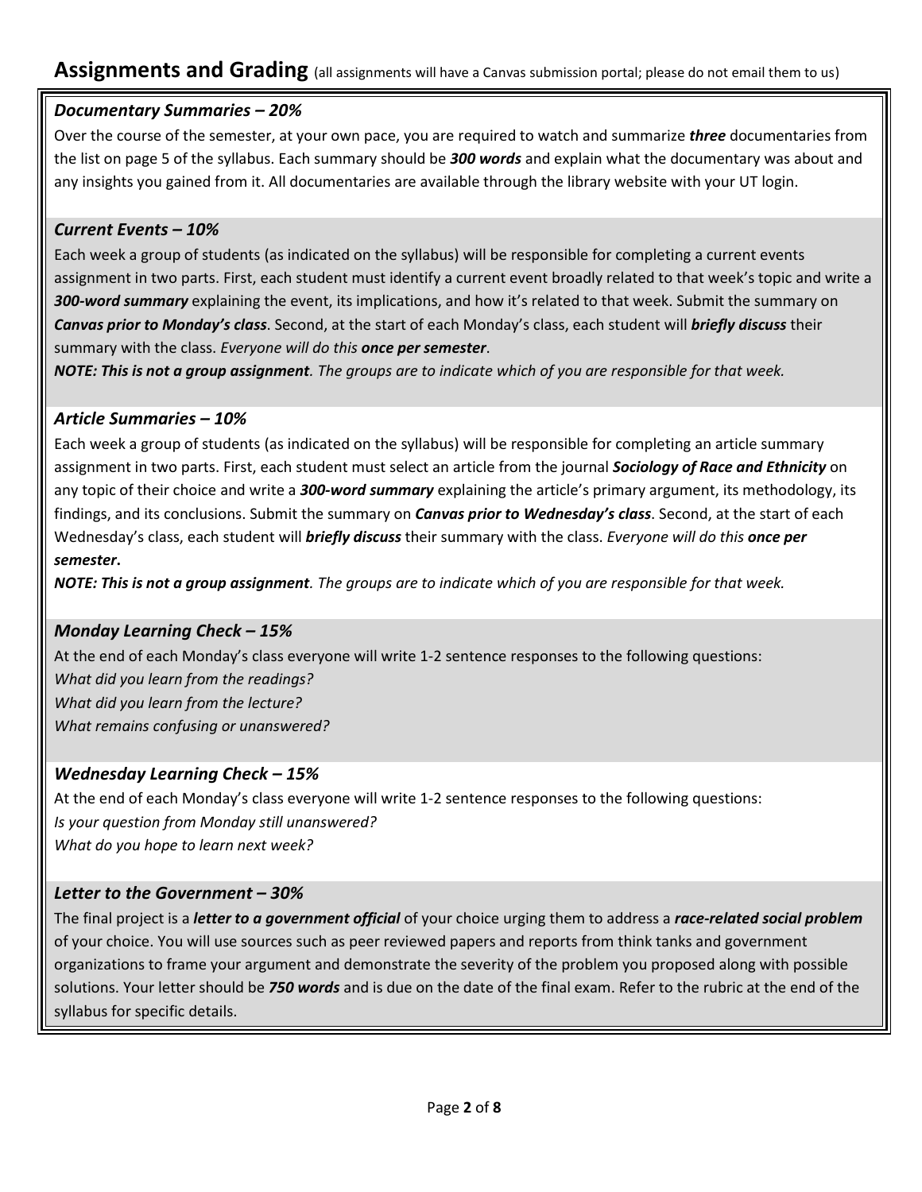## Assignments and Grading (all assignments will have a Canvas submission portal; please do not email them to us)

### *Documentary Summaries – 20%*

Over the course of the semester, at your own pace, you are required to watch and summarize ***three*** documentaries from the list on page 5 of the syllabus. Each summary should be ***300 words*** and explain what the documentary was about and any insights you gained from it. All documentaries are available through the library website with your UT login.

### *Current Events – 10%*

Each week a group of students (as indicated on the syllabus) will be responsible for completing a current events assignment in two parts. First, each student must identify a current event broadly related to that week's topic and write a ***300-word summary*** explaining the event, its implications, and how it's related to that week. Submit the summary on ***Canvas prior to Monday's class***. Second, at the start of each Monday's class, each student will ***briefly discuss*** their summary with the class. *Everyone will do this **once per semester**.*

***NOTE: This is not a group assignment**. The groups are to indicate which of you are responsible for that week.*

### *Article Summaries – 10%*

Each week a group of students (as indicated on the syllabus) will be responsible for completing an article summary assignment in two parts. First, each student must select an article from the journal ***Sociology of Race and Ethnicity*** on any topic of their choice and write a ***300-word summary*** explaining the article's primary argument, its methodology, its findings, and its conclusions. Submit the summary on ***Canvas prior to Wednesday's class***. Second, at the start of each Wednesday's class, each student will ***briefly discuss*** their summary with the class. *Everyone will do this **once per semester**.*

***NOTE: This is not a group assignment**. The groups are to indicate which of you are responsible for that week.*

### *Monday Learning Check – 15%*

At the end of each Monday's class everyone will write 1-2 sentence responses to the following questions:

*What did you learn from the readings?*
*What did you learn from the lecture?*
*What remains confusing or unanswered?*

### *Wednesday Learning Check – 15%*

At the end of each Monday's class everyone will write 1-2 sentence responses to the following questions:

*Is your question from Monday still unanswered?*
*What do you hope to learn next week?*

### *Letter to the Government – 30%*

The final project is a ***letter to a government official*** of your choice urging them to address a ***race-related social problem*** of your choice. You will use sources such as peer reviewed papers and reports from think tanks and government organizations to frame your argument and demonstrate the severity of the problem you proposed along with possible solutions. Your letter should be ***750 words*** and is due on the date of the final exam. Refer to the rubric at the end of the syllabus for specific details.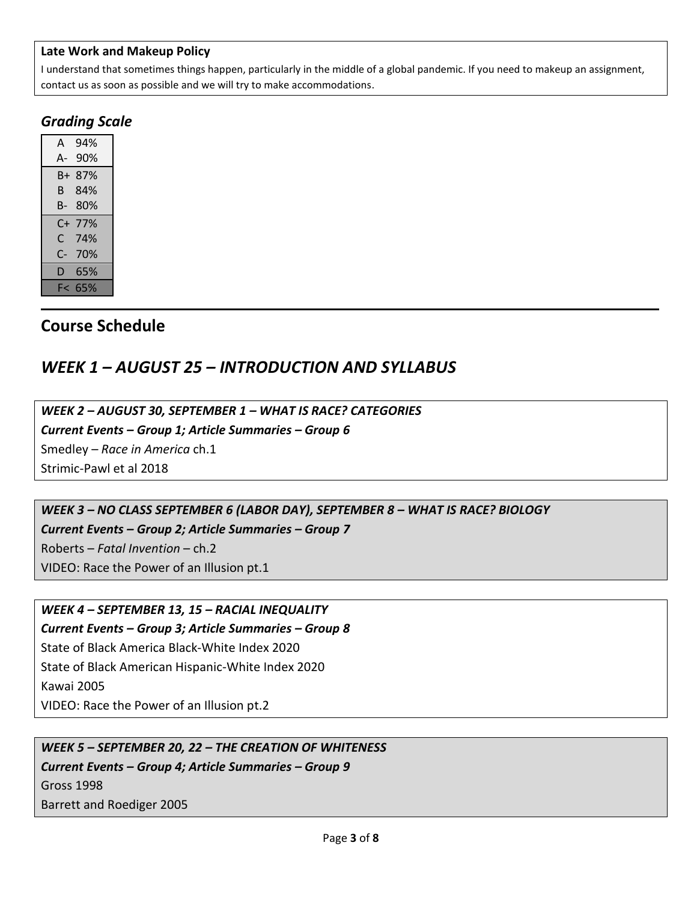**Late Work and Makeup Policy**

I understand that sometimes things happen, particularly in the middle of a global pandemic. If you need to makeup an assignment, contact us as soon as possible and we will try to make accommodations.

### *Grading Scale*

| Grade | Percent |
|---|---|
| A | 94% |
| A- | 90% |
| B+ | 87% |
| B | 84% |
| B- | 80% |
| C+ | 77% |
| C | 74% |
| C- | 70% |
| D | 65% |
| F< | 65% |

---

## Course Schedule

## *WEEK 1 – AUGUST 25 – INTRODUCTION AND SYLLABUS*

***WEEK 2 – AUGUST 30, SEPTEMBER 1 – WHAT IS RACE? CATEGORIES***

***Current Events – Group 1; Article Summaries – Group 6***

Smedley – *Race in America* ch.1

Strimic-Pawl et al 2018

***WEEK 3 – NO CLASS SEPTEMBER 6 (LABOR DAY), SEPTEMBER 8 – WHAT IS RACE? BIOLOGY***

***Current Events – Group 2; Article Summaries – Group 7***

Roberts – *Fatal Invention* – ch.2

VIDEO: Race the Power of an Illusion pt.1

***WEEK 4 – SEPTEMBER 13, 15 – RACIAL INEQUALITY***

***Current Events – Group 3; Article Summaries – Group 8***

State of Black America Black-White Index 2020

State of Black American Hispanic-White Index 2020

Kawai 2005

VIDEO: Race the Power of an Illusion pt.2

***WEEK 5 – SEPTEMBER 20, 22 – THE CREATION OF WHITENESS***

***Current Events – Group 4; Article Summaries – Group 9***

Gross 1998

Barrett and Roediger 2005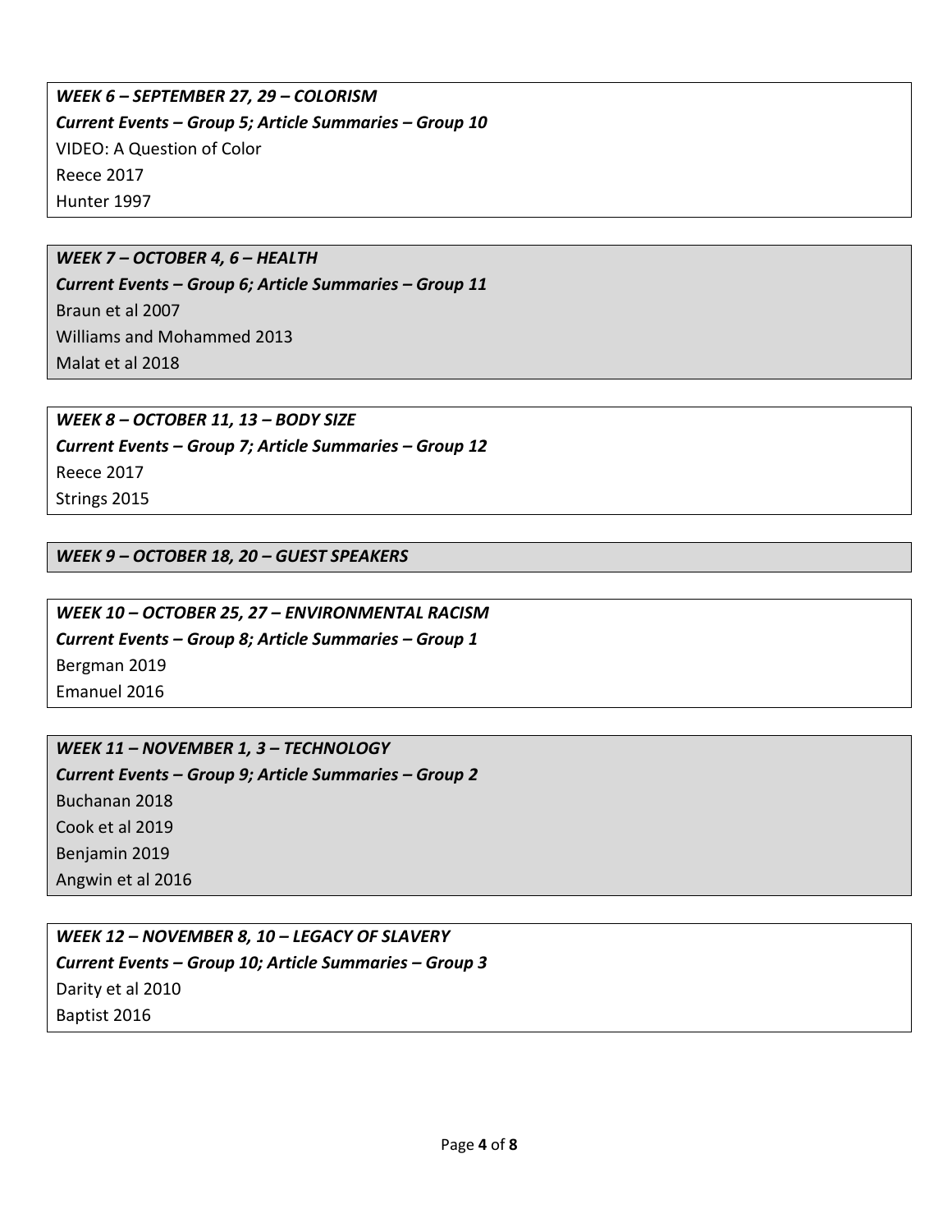***WEEK 6 – SEPTEMBER 27, 29 – COLORISM***

***Current Events – Group 5; Article Summaries – Group 10***

VIDEO: A Question of Color

Reece 2017

Hunter 1997

***WEEK 7 – OCTOBER 4, 6 – HEALTH***

***Current Events – Group 6; Article Summaries – Group 11***

Braun et al 2007

Williams and Mohammed 2013

Malat et al 2018

***WEEK 8 – OCTOBER 11, 13 – BODY SIZE***

***Current Events – Group 7; Article Summaries – Group 12***

Reece 2017

Strings 2015

***WEEK 9 – OCTOBER 18, 20 – GUEST SPEAKERS***

***WEEK 10 – OCTOBER 25, 27 – ENVIRONMENTAL RACISM***

***Current Events – Group 8; Article Summaries – Group 1***

Bergman 2019

Emanuel 2016

***WEEK 11 – NOVEMBER 1, 3 – TECHNOLOGY***

***Current Events – Group 9; Article Summaries – Group 2***

Buchanan 2018

Cook et al 2019

Benjamin 2019

Angwin et al 2016

***WEEK 12 – NOVEMBER 8, 10 – LEGACY OF SLAVERY***

***Current Events – Group 10; Article Summaries – Group 3***

Darity et al 2010

Baptist 2016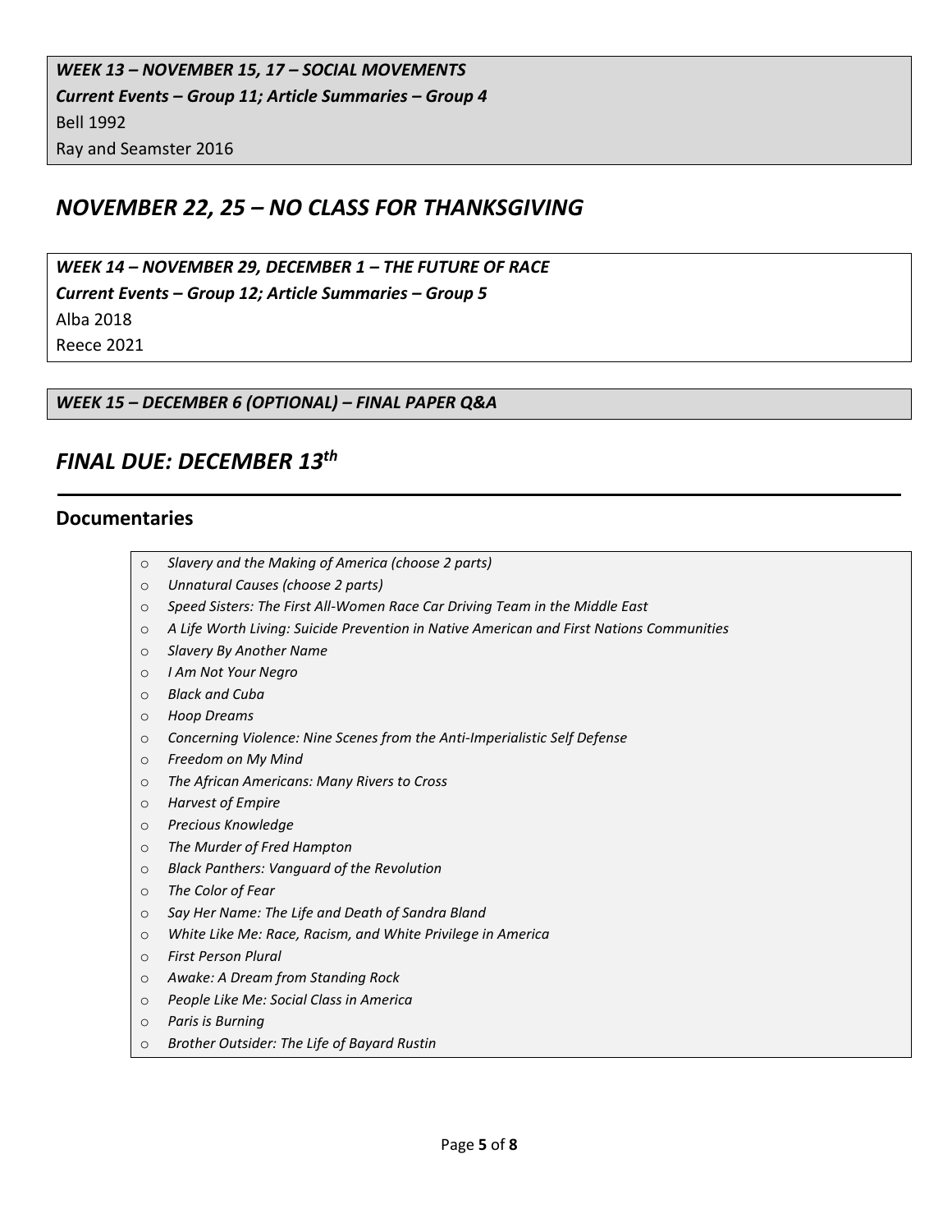***WEEK 13 – NOVEMBER 15, 17 – SOCIAL MOVEMENTS***
***Current Events – Group 11; Article Summaries – Group 4***
Bell 1992
Ray and Seamster 2016

## *NOVEMBER 22, 25 – NO CLASS FOR THANKSGIVING*

***WEEK 14 – NOVEMBER 29, DECEMBER 1 – THE FUTURE OF RACE***
***Current Events – Group 12; Article Summaries – Group 5***
Alba 2018
Reece 2021

***WEEK 15 – DECEMBER 6 (OPTIONAL) – FINAL PAPER Q&A***

## *FINAL DUE: DECEMBER 13th*

---

## Documentaries

- *Slavery and the Making of America (choose 2 parts)*
- *Unnatural Causes (choose 2 parts)*
- *Speed Sisters: The First All-Women Race Car Driving Team in the Middle East*
- *A Life Worth Living: Suicide Prevention in Native American and First Nations Communities*
- *Slavery By Another Name*
- *I Am Not Your Negro*
- *Black and Cuba*
- *Hoop Dreams*
- *Concerning Violence: Nine Scenes from the Anti-Imperialistic Self Defense*
- *Freedom on My Mind*
- *The African Americans: Many Rivers to Cross*
- *Harvest of Empire*
- *Precious Knowledge*
- *The Murder of Fred Hampton*
- *Black Panthers: Vanguard of the Revolution*
- *The Color of Fear*
- *Say Her Name: The Life and Death of Sandra Bland*
- *White Like Me: Race, Racism, and White Privilege in America*
- *First Person Plural*
- *Awake: A Dream from Standing Rock*
- *People Like Me: Social Class in America*
- *Paris is Burning*
- *Brother Outsider: The Life of Bayard Rustin*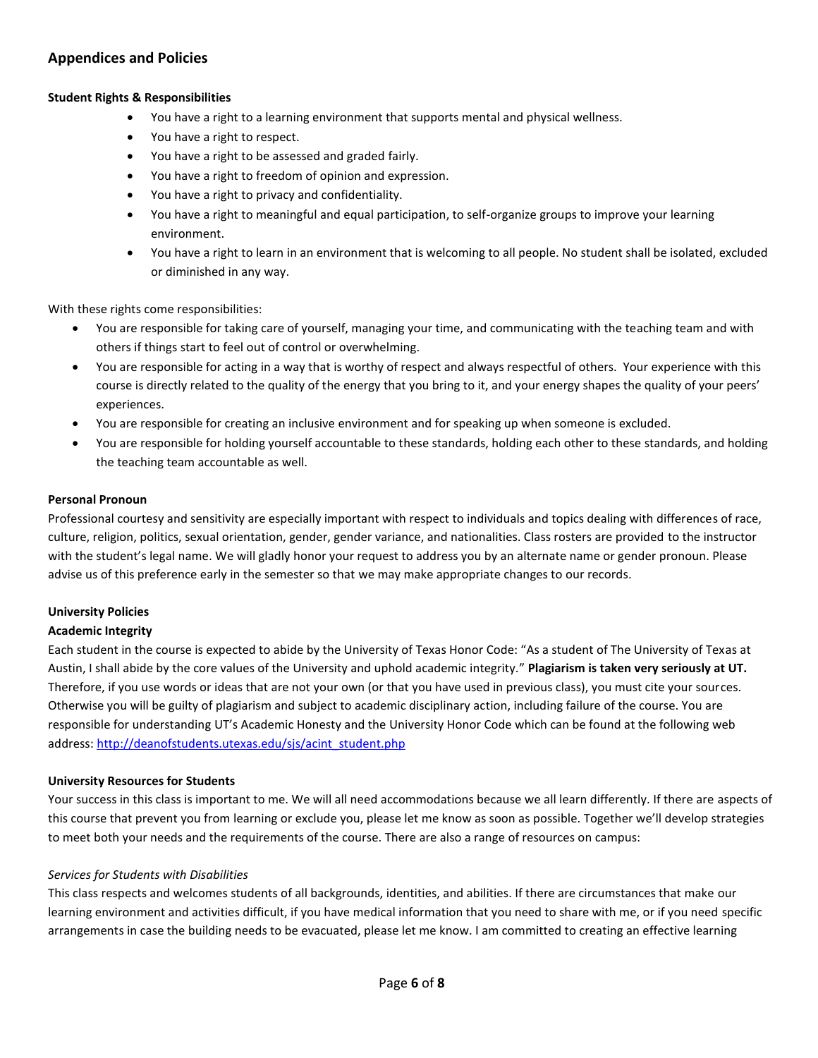## Appendices and Policies

**Student Rights & Responsibilities**

- You have a right to a learning environment that supports mental and physical wellness.
- You have a right to respect.
- You have a right to be assessed and graded fairly.
- You have a right to freedom of opinion and expression.
- You have a right to privacy and confidentiality.
- You have a right to meaningful and equal participation, to self-organize groups to improve your learning environment.
- You have a right to learn in an environment that is welcoming to all people. No student shall be isolated, excluded or diminished in any way.

With these rights come responsibilities:

- You are responsible for taking care of yourself, managing your time, and communicating with the teaching team and with others if things start to feel out of control or overwhelming.
- You are responsible for acting in a way that is worthy of respect and always respectful of others. Your experience with this course is directly related to the quality of the energy that you bring to it, and your energy shapes the quality of your peers' experiences.
- You are responsible for creating an inclusive environment and for speaking up when someone is excluded.
- You are responsible for holding yourself accountable to these standards, holding each other to these standards, and holding the teaching team accountable as well.

**Personal Pronoun**

Professional courtesy and sensitivity are especially important with respect to individuals and topics dealing with differences of race, culture, religion, politics, sexual orientation, gender, gender variance, and nationalities. Class rosters are provided to the instructor with the student's legal name. We will gladly honor your request to address you by an alternate name or gender pronoun. Please advise us of this preference early in the semester so that we may make appropriate changes to our records.

**University Policies**

**Academic Integrity**

Each student in the course is expected to abide by the University of Texas Honor Code: "As a student of The University of Texas at Austin, I shall abide by the core values of the University and uphold academic integrity." **Plagiarism is taken very seriously at UT.** Therefore, if you use words or ideas that are not your own (or that you have used in previous class), you must cite your sources. Otherwise you will be guilty of plagiarism and subject to academic disciplinary action, including failure of the course. You are responsible for understanding UT's Academic Honesty and the University Honor Code which can be found at the following web address: [http://deanofstudents.utexas.edu/sjs/acint_student.php](http://deanofstudents.utexas.edu/sjs/acint_student.php)

**University Resources for Students**

Your success in this class is important to me. We will all need accommodations because we all learn differently. If there are aspects of this course that prevent you from learning or exclude you, please let me know as soon as possible. Together we'll develop strategies to meet both your needs and the requirements of the course. There are also a range of resources on campus:

*Services for Students with Disabilities*

This class respects and welcomes students of all backgrounds, identities, and abilities. If there are circumstances that make our learning environment and activities difficult, if you have medical information that you need to share with me, or if you need specific arrangements in case the building needs to be evacuated, please let me know. I am committed to creating an effective learning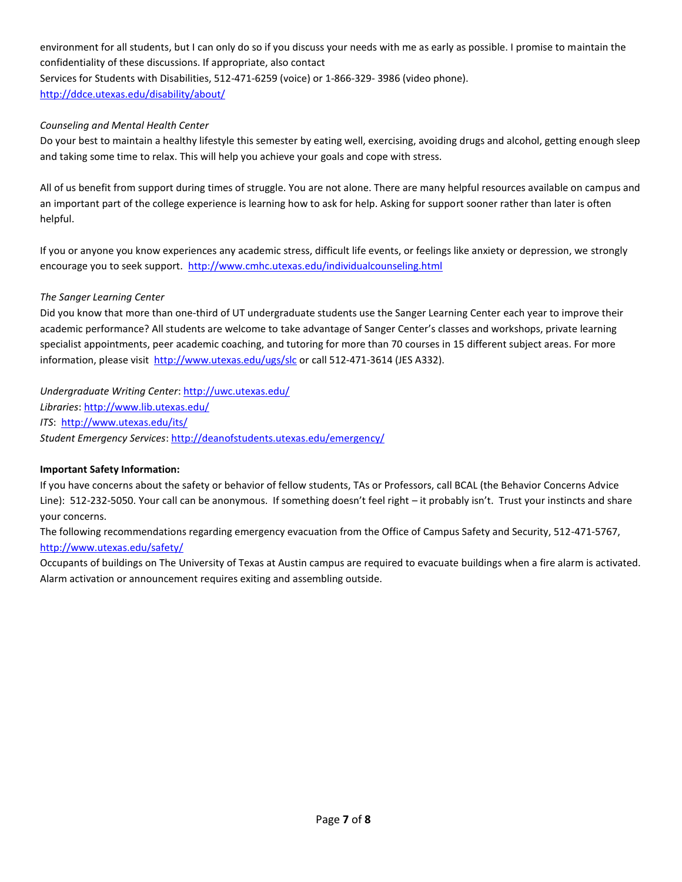environment for all students, but I can only do so if you discuss your needs with me as early as possible. I promise to maintain the confidentiality of these discussions. If appropriate, also contact
Services for Students with Disabilities, 512-471-6259 (voice) or 1-866-329- 3986 (video phone).
http://ddce.utexas.edu/disability/about/

*Counseling and Mental Health Center*
Do your best to maintain a healthy lifestyle this semester by eating well, exercising, avoiding drugs and alcohol, getting enough sleep and taking some time to relax. This will help you achieve your goals and cope with stress.

All of us benefit from support during times of struggle. You are not alone. There are many helpful resources available on campus and an important part of the college experience is learning how to ask for help. Asking for support sooner rather than later is often helpful.

If you or anyone you know experiences any academic stress, difficult life events, or feelings like anxiety or depression, we strongly encourage you to seek support. http://www.cmhc.utexas.edu/individualcounseling.html

*The Sanger Learning Center*
Did you know that more than one-third of UT undergraduate students use the Sanger Learning Center each year to improve their academic performance? All students are welcome to take advantage of Sanger Center's classes and workshops, private learning specialist appointments, peer academic coaching, and tutoring for more than 70 courses in 15 different subject areas. For more information, please visit http://www.utexas.edu/ugs/slc or call 512-471-3614 (JES A332).

*Undergraduate Writing Center*: http://uwc.utexas.edu/
*Libraries*: http://www.lib.utexas.edu/
*ITS*: http://www.utexas.edu/its/
*Student Emergency Services*: http://deanofstudents.utexas.edu/emergency/

**Important Safety Information:**
If you have concerns about the safety or behavior of fellow students, TAs or Professors, call BCAL (the Behavior Concerns Advice Line): 512-232-5050. Your call can be anonymous. If something doesn't feel right – it probably isn't. Trust your instincts and share your concerns.
The following recommendations regarding emergency evacuation from the Office of Campus Safety and Security, 512-471-5767, http://www.utexas.edu/safety/
Occupants of buildings on The University of Texas at Austin campus are required to evacuate buildings when a fire alarm is activated. Alarm activation or announcement requires exiting and assembling outside.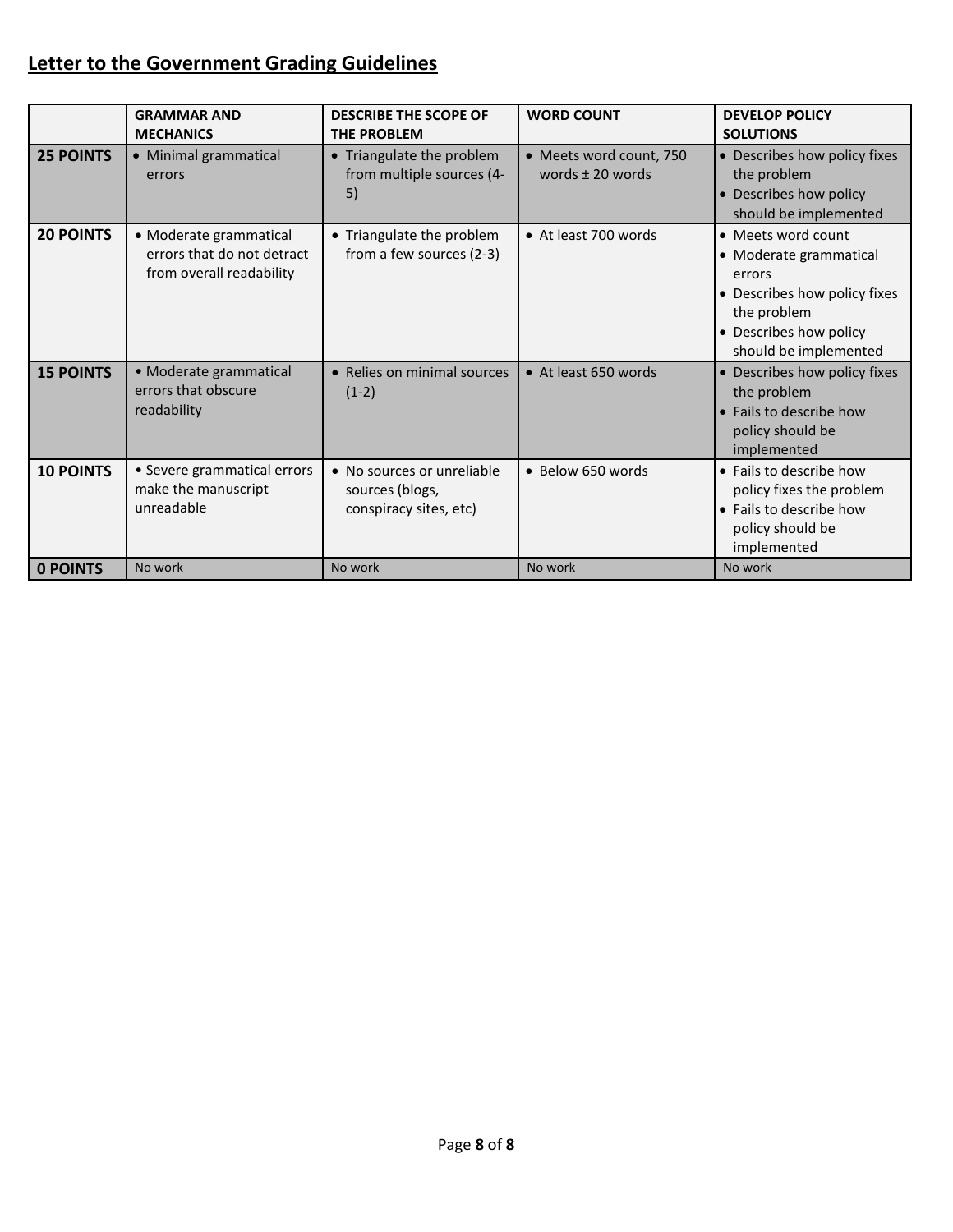## Letter to the Government Grading Guidelines

| | GRAMMAR AND MECHANICS | DESCRIBE THE SCOPE OF THE PROBLEM | WORD COUNT | DEVELOP POLICY SOLUTIONS |
|---|---|---|---|---|
| **25 POINTS** | • Minimal grammatical errors | • Triangulate the problem from multiple sources (4-5) | • Meets word count, 750 words ± 20 words | • Describes how policy fixes the problem<br>• Describes how policy should be implemented |
| **20 POINTS** | • Moderate grammatical errors that do not detract from overall readability | • Triangulate the problem from a few sources (2-3) | • At least 700 words | • Meets word count<br>• Moderate grammatical errors<br>• Describes how policy fixes the problem<br>• Describes how policy should be implemented |
| **15 POINTS** | • Moderate grammatical errors that obscure readability | • Relies on minimal sources (1-2) | • At least 650 words | • Describes how policy fixes the problem<br>• Fails to describe how policy should be implemented |
| **10 POINTS** | • Severe grammatical errors make the manuscript unreadable | • No sources or unreliable sources (blogs, conspiracy sites, etc) | • Below 650 words | • Fails to describe how policy fixes the problem<br>• Fails to describe how policy should be implemented |
| **0 POINTS** | No work | No work | No work | No work |